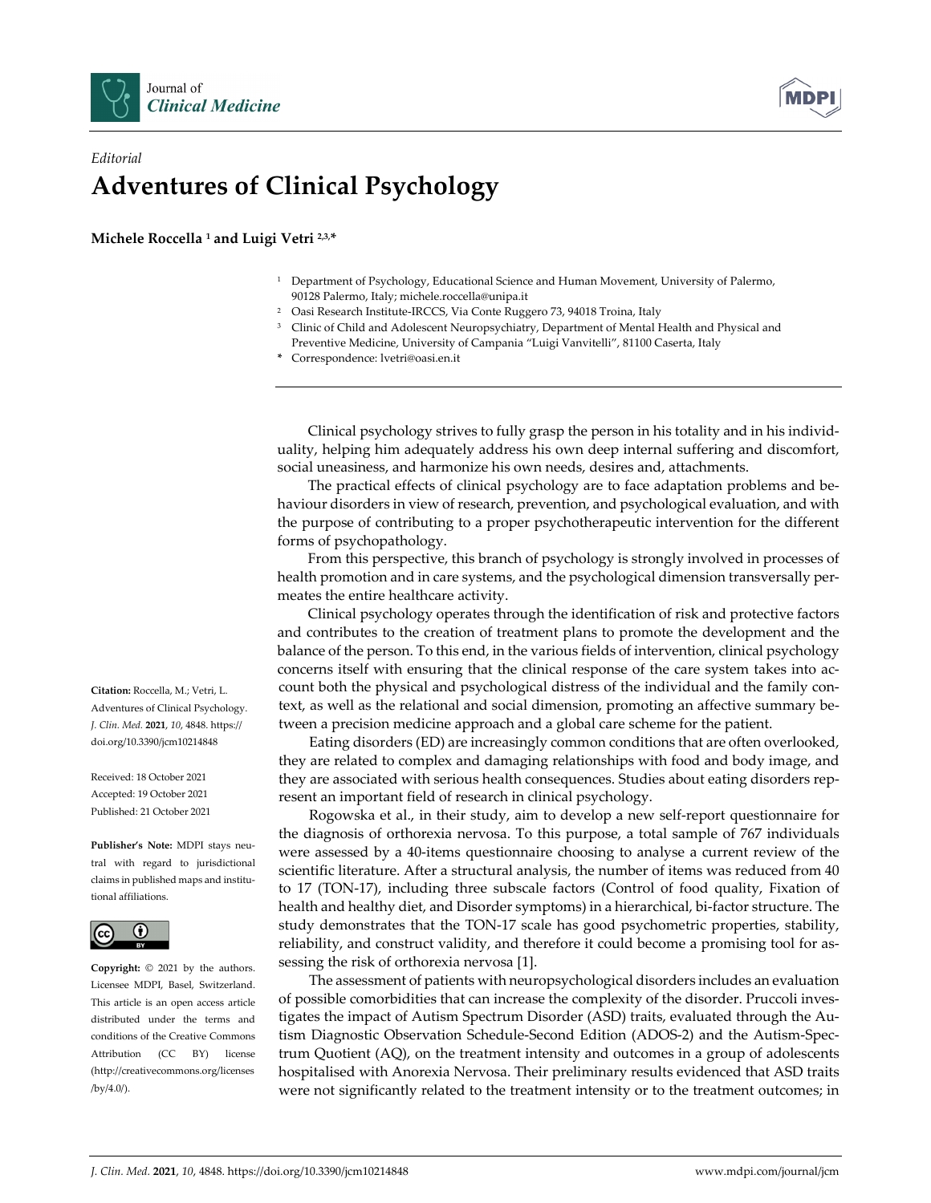*Editorial*

# Adventures of Clinical Psychology

**Michele Roccella [1] and Luigi Vetri [2,3,*]**

[1] Department of Psychology, Educational Science and Human Movement, University of Palermo, 90128 Palermo, Italy; michele.roccella@unipa.it

[2] Oasi Research Institute-IRCCS, Via Conte Ruggero 73, 94018 Troina, Italy

[3] Clinic of Child and Adolescent Neuropsychiatry, Department of Mental Health and Physical and Preventive Medicine, University of Campania "Luigi Vanvitelli", 81100 Caserta, Italy

\* Correspondence: lvetri@oasi.en.it

**Citation:** Roccella, M.; Vetri, L. Adventures of Clinical Psychology. *J. Clin. Med.* **2021**, *10*, 4848. https://doi.org/10.3390/jcm10214848

Received: 18 October 2021

Accepted: 19 October 2021

Published: 21 October 2021

**Publisher's Note:** MDPI stays neutral with regard to jurisdictional claims in published maps and institutional affiliations.

**Copyright:** © 2021 by the authors. Licensee MDPI, Basel, Switzerland. This article is an open access article distributed under the terms and conditions of the Creative Commons Attribution (CC BY) license (http://creativecommons.org/licenses/by/4.0/).

Clinical psychology strives to fully grasp the person in his totality and in his individuality, helping him adequately address his own deep internal suffering and discomfort, social uneasiness, and harmonize his own needs, desires and, attachments.

The practical effects of clinical psychology are to face adaptation problems and behaviour disorders in view of research, prevention, and psychological evaluation, and with the purpose of contributing to a proper psychotherapeutic intervention for the different forms of psychopathology.

From this perspective, this branch of psychology is strongly involved in processes of health promotion and in care systems, and the psychological dimension transversally permeates the entire healthcare activity.

Clinical psychology operates through the identification of risk and protective factors and contributes to the creation of treatment plans to promote the development and the balance of the person. To this end, in the various fields of intervention, clinical psychology concerns itself with ensuring that the clinical response of the care system takes into account both the physical and psychological distress of the individual and the family context, as well as the relational and social dimension, promoting an affective summary between a precision medicine approach and a global care scheme for the patient.

Eating disorders (ED) are increasingly common conditions that are often overlooked, they are related to complex and damaging relationships with food and body image, and they are associated with serious health consequences. Studies about eating disorders represent an important field of research in clinical psychology.

Rogowska et al., in their study, aim to develop a new self-report questionnaire for the diagnosis of orthorexia nervosa. To this purpose, a total sample of 767 individuals were assessed by a 40-items questionnaire choosing to analyse a current review of the scientific literature. After a structural analysis, the number of items was reduced from 40 to 17 (TON-17), including three subscale factors (Control of food quality, Fixation of health and healthy diet, and Disorder symptoms) in a hierarchical, bi-factor structure. The study demonstrates that the TON-17 scale has good psychometric properties, stability, reliability, and construct validity, and therefore it could become a promising tool for assessing the risk of orthorexia nervosa [1].

The assessment of patients with neuropsychological disorders includes an evaluation of possible comorbidities that can increase the complexity of the disorder. Pruccoli investigates the impact of Autism Spectrum Disorder (ASD) traits, evaluated through the Autism Diagnostic Observation Schedule-Second Edition (ADOS-2) and the Autism-Spectrum Quotient (AQ), on the treatment intensity and outcomes in a group of adolescents hospitalised with Anorexia Nervosa. Their preliminary results evidenced that ASD traits were not significantly related to the treatment intensity or to the treatment outcomes; in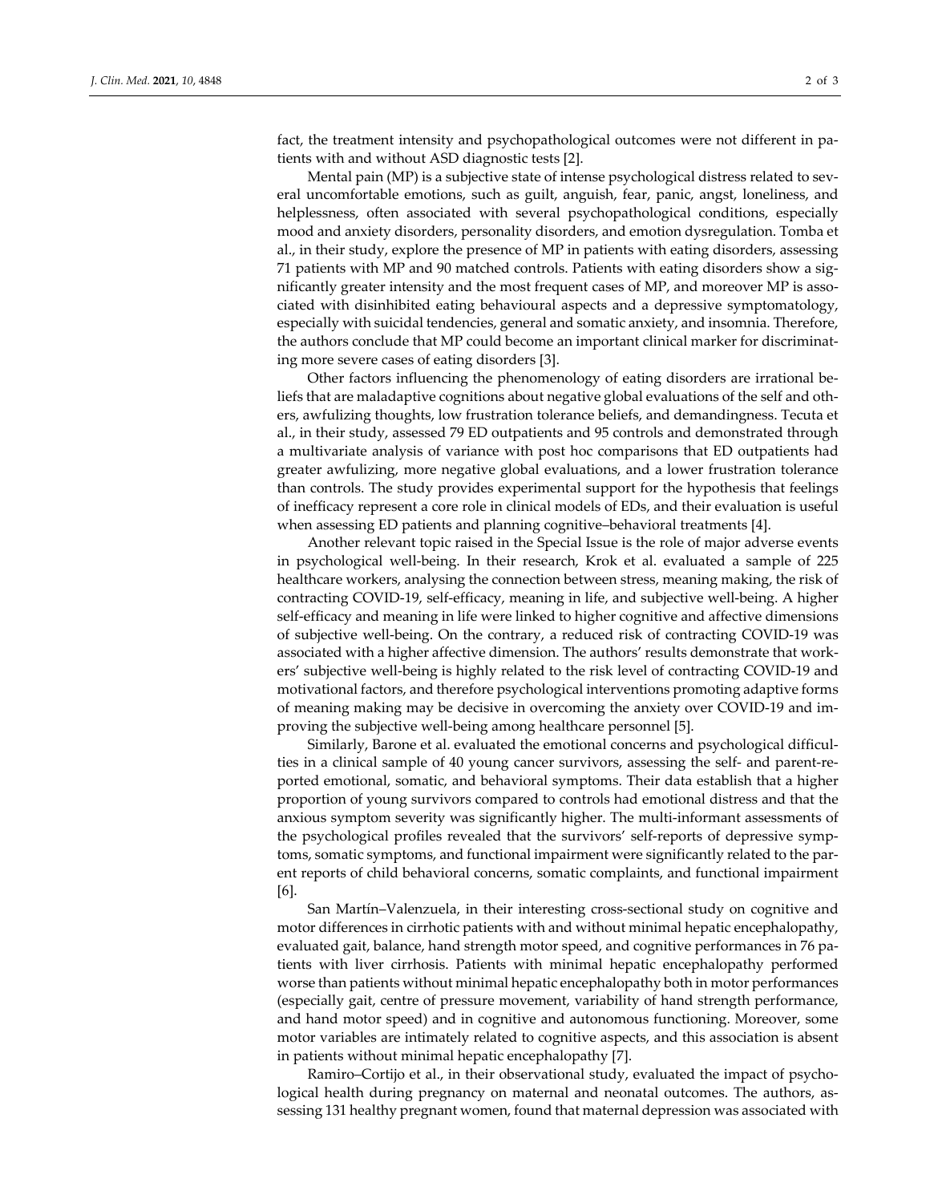fact, the treatment intensity and psychopathological outcomes were not different in patients with and without ASD diagnostic tests [2].

Mental pain (MP) is a subjective state of intense psychological distress related to several uncomfortable emotions, such as guilt, anguish, fear, panic, angst, loneliness, and helplessness, often associated with several psychopathological conditions, especially mood and anxiety disorders, personality disorders, and emotion dysregulation. Tomba et al., in their study, explore the presence of MP in patients with eating disorders, assessing 71 patients with MP and 90 matched controls. Patients with eating disorders show a significantly greater intensity and the most frequent cases of MP, and moreover MP is associated with disinhibited eating behavioural aspects and a depressive symptomatology, especially with suicidal tendencies, general and somatic anxiety, and insomnia. Therefore, the authors conclude that MP could become an important clinical marker for discriminating more severe cases of eating disorders [3].

Other factors influencing the phenomenology of eating disorders are irrational beliefs that are maladaptive cognitions about negative global evaluations of the self and others, awfulizing thoughts, low frustration tolerance beliefs, and demandingness. Tecuta et al., in their study, assessed 79 ED outpatients and 95 controls and demonstrated through a multivariate analysis of variance with post hoc comparisons that ED outpatients had greater awfulizing, more negative global evaluations, and a lower frustration tolerance than controls. The study provides experimental support for the hypothesis that feelings of inefficacy represent a core role in clinical models of EDs, and their evaluation is useful when assessing ED patients and planning cognitive–behavioral treatments [4].

Another relevant topic raised in the Special Issue is the role of major adverse events in psychological well-being. In their research, Krok et al. evaluated a sample of 225 healthcare workers, analysing the connection between stress, meaning making, the risk of contracting COVID-19, self-efficacy, meaning in life, and subjective well-being. A higher self-efficacy and meaning in life were linked to higher cognitive and affective dimensions of subjective well-being. On the contrary, a reduced risk of contracting COVID-19 was associated with a higher affective dimension. The authors' results demonstrate that workers' subjective well-being is highly related to the risk level of contracting COVID-19 and motivational factors, and therefore psychological interventions promoting adaptive forms of meaning making may be decisive in overcoming the anxiety over COVID-19 and improving the subjective well-being among healthcare personnel [5].

Similarly, Barone et al. evaluated the emotional concerns and psychological difficulties in a clinical sample of 40 young cancer survivors, assessing the self- and parent-reported emotional, somatic, and behavioral symptoms. Their data establish that a higher proportion of young survivors compared to controls had emotional distress and that the anxious symptom severity was significantly higher. The multi-informant assessments of the psychological profiles revealed that the survivors' self-reports of depressive symptoms, somatic symptoms, and functional impairment were significantly related to the parent reports of child behavioral concerns, somatic complaints, and functional impairment [6].

San Martín–Valenzuela, in their interesting cross-sectional study on cognitive and motor differences in cirrhotic patients with and without minimal hepatic encephalopathy, evaluated gait, balance, hand strength motor speed, and cognitive performances in 76 patients with liver cirrhosis. Patients with minimal hepatic encephalopathy performed worse than patients without minimal hepatic encephalopathy both in motor performances (especially gait, centre of pressure movement, variability of hand strength performance, and hand motor speed) and in cognitive and autonomous functioning. Moreover, some motor variables are intimately related to cognitive aspects, and this association is absent in patients without minimal hepatic encephalopathy [7].

Ramiro–Cortijo et al., in their observational study, evaluated the impact of psychological health during pregnancy on maternal and neonatal outcomes. The authors, assessing 131 healthy pregnant women, found that maternal depression was associated with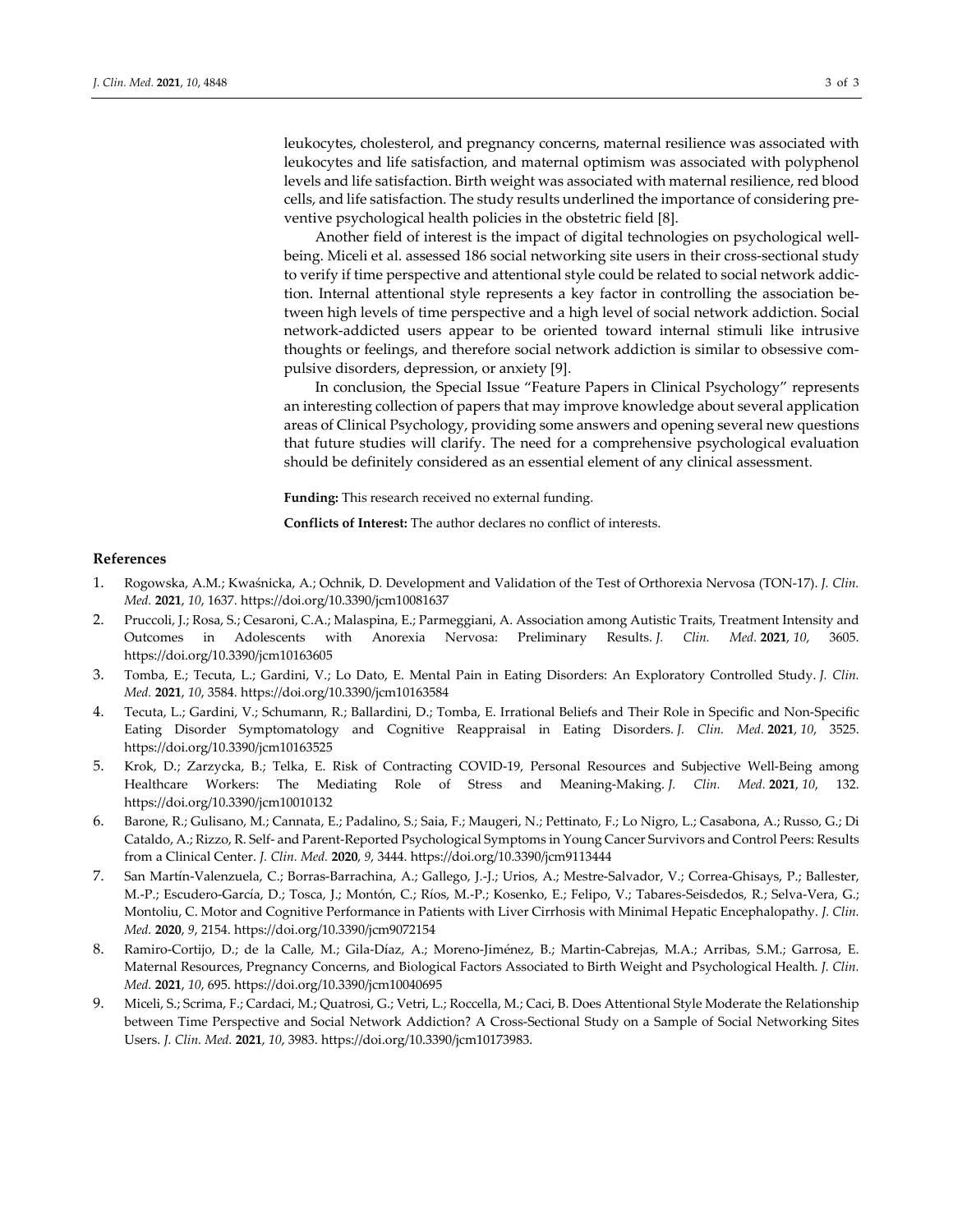leukocytes, cholesterol, and pregnancy concerns, maternal resilience was associated with leukocytes and life satisfaction, and maternal optimism was associated with polyphenol levels and life satisfaction. Birth weight was associated with maternal resilience, red blood cells, and life satisfaction. The study results underlined the importance of considering preventive psychological health policies in the obstetric field [8].

Another field of interest is the impact of digital technologies on psychological wellbeing. Miceli et al. assessed 186 social networking site users in their cross-sectional study to verify if time perspective and attentional style could be related to social network addiction. Internal attentional style represents a key factor in controlling the association between high levels of time perspective and a high level of social network addiction. Social network-addicted users appear to be oriented toward internal stimuli like intrusive thoughts or feelings, and therefore social network addiction is similar to obsessive compulsive disorders, depression, or anxiety [9].

In conclusion, the Special Issue "Feature Papers in Clinical Psychology" represents an interesting collection of papers that may improve knowledge about several application areas of Clinical Psychology, providing some answers and opening several new questions that future studies will clarify. The need for a comprehensive psychological evaluation should be definitely considered as an essential element of any clinical assessment.

**Funding:** This research received no external funding.

**Conflicts of Interest:** The author declares no conflict of interests.

## References

1. Rogowska, A.M.; Kwaśnicka, A.; Ochnik, D. Development and Validation of the Test of Orthorexia Nervosa (TON-17). *J. Clin. Med.* **2021**, *10*, 1637. https://doi.org/10.3390/jcm10081637
2. Pruccoli, J.; Rosa, S.; Cesaroni, C.A.; Malaspina, E.; Parmeggiani, A. Association among Autistic Traits, Treatment Intensity and Outcomes in Adolescents with Anorexia Nervosa: Preliminary Results. *J. Clin. Med.* **2021**, *10*, 3605. https://doi.org/10.3390/jcm10163605
3. Tomba, E.; Tecuta, L.; Gardini, V.; Lo Dato, E. Mental Pain in Eating Disorders: An Exploratory Controlled Study. *J. Clin. Med.* **2021**, *10*, 3584. https://doi.org/10.3390/jcm10163584
4. Tecuta, L.; Gardini, V.; Schumann, R.; Ballardini, D.; Tomba, E. Irrational Beliefs and Their Role in Specific and Non-Specific Eating Disorder Symptomatology and Cognitive Reappraisal in Eating Disorders. *J. Clin. Med.* **2021**, *10*, 3525. https://doi.org/10.3390/jcm10163525
5. Krok, D.; Zarzycka, B.; Telka, E. Risk of Contracting COVID-19, Personal Resources and Subjective Well-Being among Healthcare Workers: The Mediating Role of Stress and Meaning-Making. *J. Clin. Med.* **2021**, *10*, 132. https://doi.org/10.3390/jcm10010132
6. Barone, R.; Gulisano, M.; Cannata, E.; Padalino, S.; Saia, F.; Maugeri, N.; Pettinato, F.; Lo Nigro, L.; Casabona, A.; Russo, G.; Di Cataldo, A.; Rizzo, R. Self- and Parent-Reported Psychological Symptoms in Young Cancer Survivors and Control Peers: Results from a Clinical Center. *J. Clin. Med.* **2020**, *9*, 3444. https://doi.org/10.3390/jcm9113444
7. San Martín-Valenzuela, C.; Borras-Barrachina, A.; Gallego, J.-J.; Urios, A.; Mestre-Salvador, V.; Correa-Ghisays, P.; Ballester, M.-P.; Escudero-García, D.; Tosca, J.; Montón, C.; Ríos, M.-P.; Kosenko, E.; Felipo, V.; Tabares-Seisdedos, R.; Selva-Vera, G.; Montoliu, C. Motor and Cognitive Performance in Patients with Liver Cirrhosis with Minimal Hepatic Encephalopathy. *J. Clin. Med.* **2020**, *9*, 2154. https://doi.org/10.3390/jcm9072154
8. Ramiro-Cortijo, D.; de la Calle, M.; Gila-Díaz, A.; Moreno-Jiménez, B.; Martin-Cabrejas, M.A.; Arribas, S.M.; Garrosa, E. Maternal Resources, Pregnancy Concerns, and Biological Factors Associated to Birth Weight and Psychological Health. *J. Clin. Med.* **2021**, *10*, 695. https://doi.org/10.3390/jcm10040695
9. Miceli, S.; Scrima, F.; Cardaci, M.; Quatrosi, G.; Vetri, L.; Roccella, M.; Caci, B. Does Attentional Style Moderate the Relationship between Time Perspective and Social Network Addiction? A Cross-Sectional Study on a Sample of Social Networking Sites Users. *J. Clin. Med.* **2021**, *10*, 3983. https://doi.org/10.3390/jcm10173983.